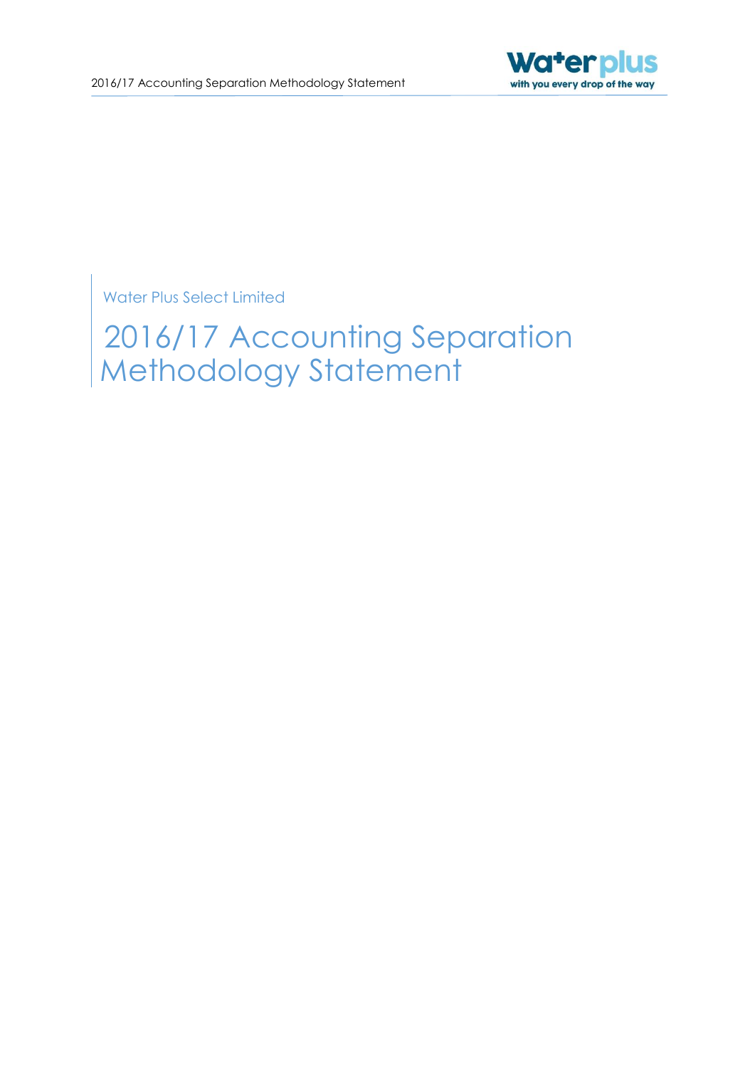Water Plus Select Limited

# 2016/17 Accounting Separation Methodology Statement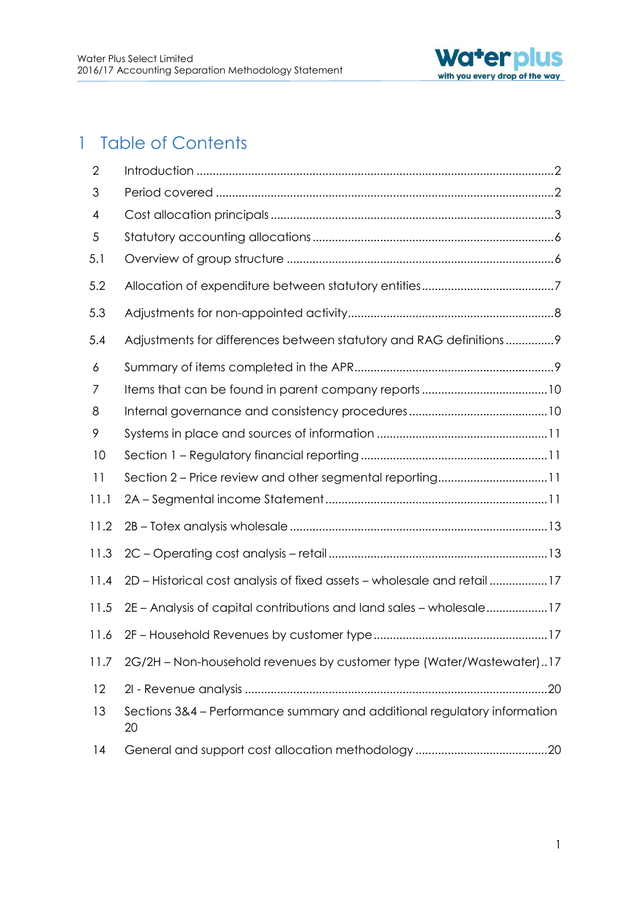# 1 Table of Contents

| | | |
|---|---|---|
| 2 | Introduction | 2 |
| 3 | Period covered | 2 |
| 4 | Cost allocation principals | 3 |
| 5 | Statutory accounting allocations | 6 |
| 5.1 | Overview of group structure | 6 |
| 5.2 | Allocation of expenditure between statutory entities | 7 |
| 5.3 | Adjustments for non-appointed activity | 8 |
| 5.4 | Adjustments for differences between statutory and RAG definitions | 9 |
| 6 | Summary of items completed in the APR | 9 |
| 7 | Items that can be found in parent company reports | 10 |
| 8 | Internal governance and consistency procedures | 10 |
| 9 | Systems in place and sources of information | 11 |
| 10 | Section 1 – Regulatory financial reporting | 11 |
| 11 | Section 2 – Price review and other segmental reporting | 11 |
| 11.1 | 2A – Segmental income Statement | 11 |
| 11.2 | 2B – Totex analysis wholesale | 13 |
| 11.3 | 2C – Operating cost analysis – retail | 13 |
| 11.4 | 2D – Historical cost analysis of fixed assets – wholesale and retail | 17 |
| 11.5 | 2E – Analysis of capital contributions and land sales – wholesale | 17 |
| 11.6 | 2F – Household Revenues by customer type | 17 |
| 11.7 | 2G/2H – Non-household revenues by customer type (Water/Wastewater) | 17 |
| 12 | 2I - Revenue analysis | 20 |
| 13 | Sections 3&4 – Performance summary and additional regulatory information | 20 |
| 14 | General and support cost allocation methodology | 20 |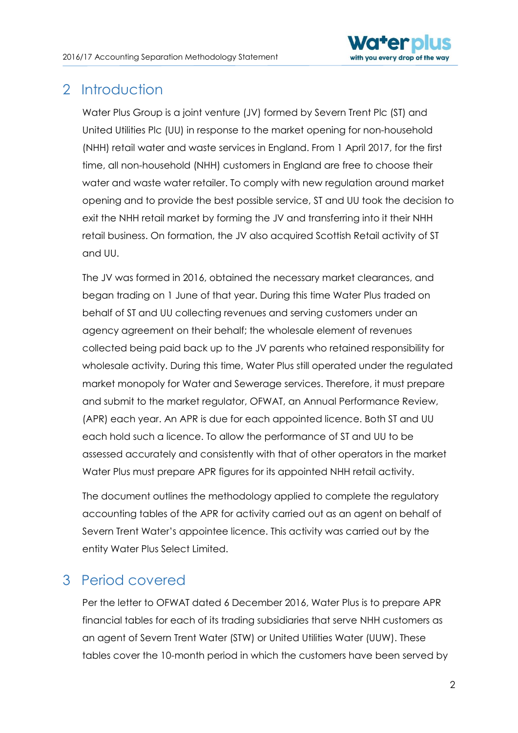## 2 Introduction

Water Plus Group is a joint venture (JV) formed by Severn Trent Plc (ST) and United Utilities Plc (UU) in response to the market opening for non-household (NHH) retail water and waste services in England. From 1 April 2017, for the first time, all non-household (NHH) customers in England are free to choose their water and waste water retailer. To comply with new regulation around market opening and to provide the best possible service, ST and UU took the decision to exit the NHH retail market by forming the JV and transferring into it their NHH retail business. On formation, the JV also acquired Scottish Retail activity of ST and UU.

The JV was formed in 2016, obtained the necessary market clearances, and began trading on 1 June of that year. During this time Water Plus traded on behalf of ST and UU collecting revenues and serving customers under an agency agreement on their behalf; the wholesale element of revenues collected being paid back up to the JV parents who retained responsibility for wholesale activity. During this time, Water Plus still operated under the regulated market monopoly for Water and Sewerage services. Therefore, it must prepare and submit to the market regulator, OFWAT, an Annual Performance Review, (APR) each year. An APR is due for each appointed licence. Both ST and UU each hold such a licence. To allow the performance of ST and UU to be assessed accurately and consistently with that of other operators in the market Water Plus must prepare APR figures for its appointed NHH retail activity.

The document outlines the methodology applied to complete the regulatory accounting tables of the APR for activity carried out as an agent on behalf of Severn Trent Water's appointee licence. This activity was carried out by the entity Water Plus Select Limited.

## 3 Period covered

Per the letter to OFWAT dated 6 December 2016, Water Plus is to prepare APR financial tables for each of its trading subsidiaries that serve NHH customers as an agent of Severn Trent Water (STW) or United Utilities Water (UUW). These tables cover the 10-month period in which the customers have been served by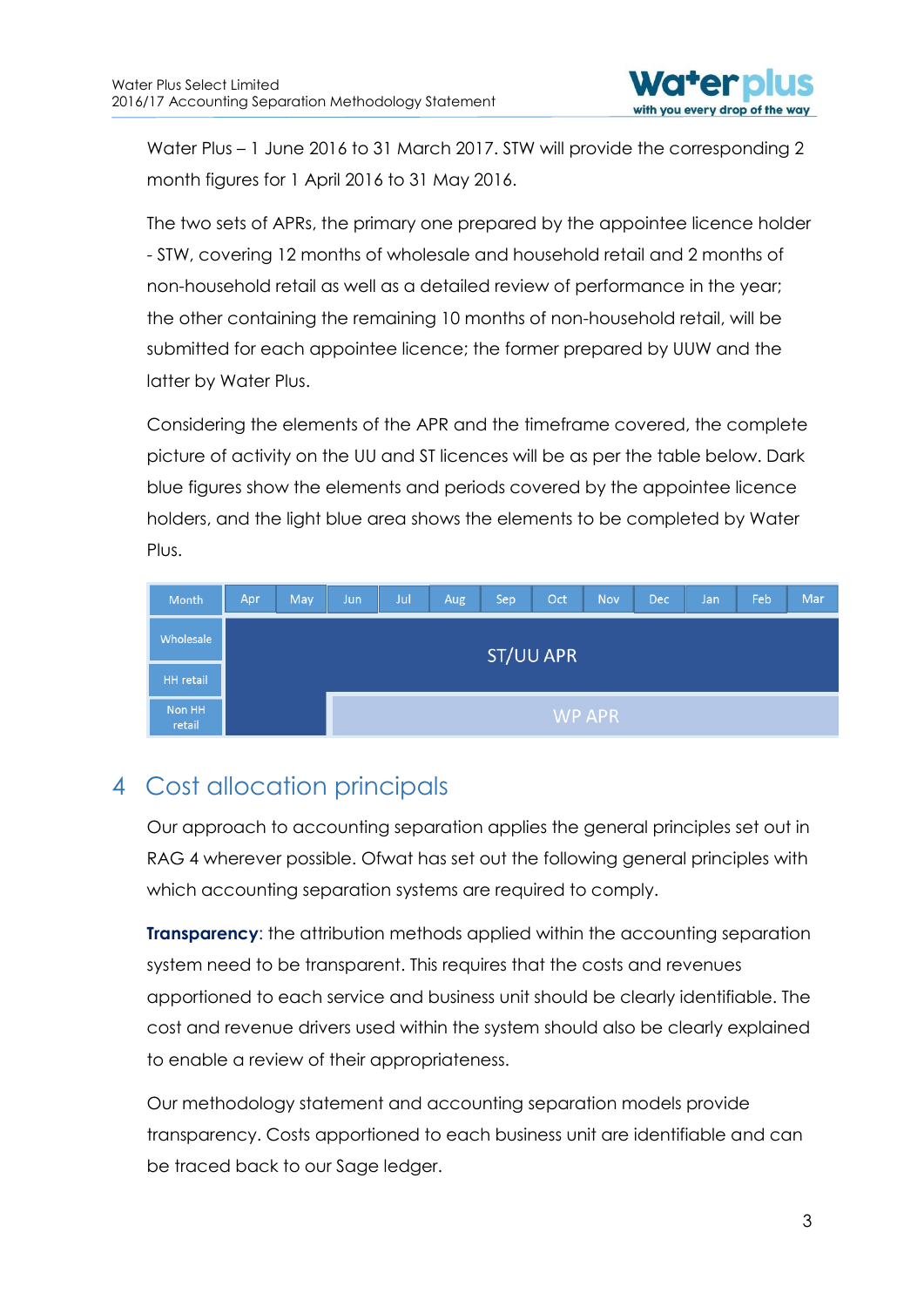Water Plus – 1 June 2016 to 31 March 2017. STW will provide the corresponding 2 month figures for 1 April 2016 to 31 May 2016.

The two sets of APRs, the primary one prepared by the appointee licence holder - STW, covering 12 months of wholesale and household retail and 2 months of non-household retail as well as a detailed review of performance in the year; the other containing the remaining 10 months of non-household retail, will be submitted for each appointee licence; the former prepared by UUW and the latter by Water Plus.

Considering the elements of the APR and the timeframe covered, the complete picture of activity on the UU and ST licences will be as per the table below. Dark blue figures show the elements and periods covered by the appointee licence holders, and the light blue area shows the elements to be completed by Water Plus.

| Month | Apr | May | Jun | Jul | Aug | Sep | Oct | Nov | Dec | Jan | Feb | Mar |
|---|---|---|---|---|---|---|---|---|---|---|---|---|
| Wholesale | ST/UU APR | ST/UU APR | ST/UU APR | ST/UU APR | ST/UU APR | ST/UU APR | ST/UU APR | ST/UU APR | ST/UU APR | ST/UU APR | ST/UU APR | ST/UU APR |
| HH retail | ST/UU APR | ST/UU APR | ST/UU APR | ST/UU APR | ST/UU APR | ST/UU APR | ST/UU APR | ST/UU APR | ST/UU APR | ST/UU APR | ST/UU APR | ST/UU APR |
| Non HH retail | ST/UU APR | ST/UU APR | WP APR | WP APR | WP APR | WP APR | WP APR | WP APR | WP APR | WP APR | WP APR | WP APR |

# 4 Cost allocation principals

Our approach to accounting separation applies the general principles set out in RAG 4 wherever possible. Ofwat has set out the following general principles with which accounting separation systems are required to comply.

**Transparency**: the attribution methods applied within the accounting separation system need to be transparent. This requires that the costs and revenues apportioned to each service and business unit should be clearly identifiable. The cost and revenue drivers used within the system should also be clearly explained to enable a review of their appropriateness.

Our methodology statement and accounting separation models provide transparency. Costs apportioned to each business unit are identifiable and can be traced back to our Sage ledger.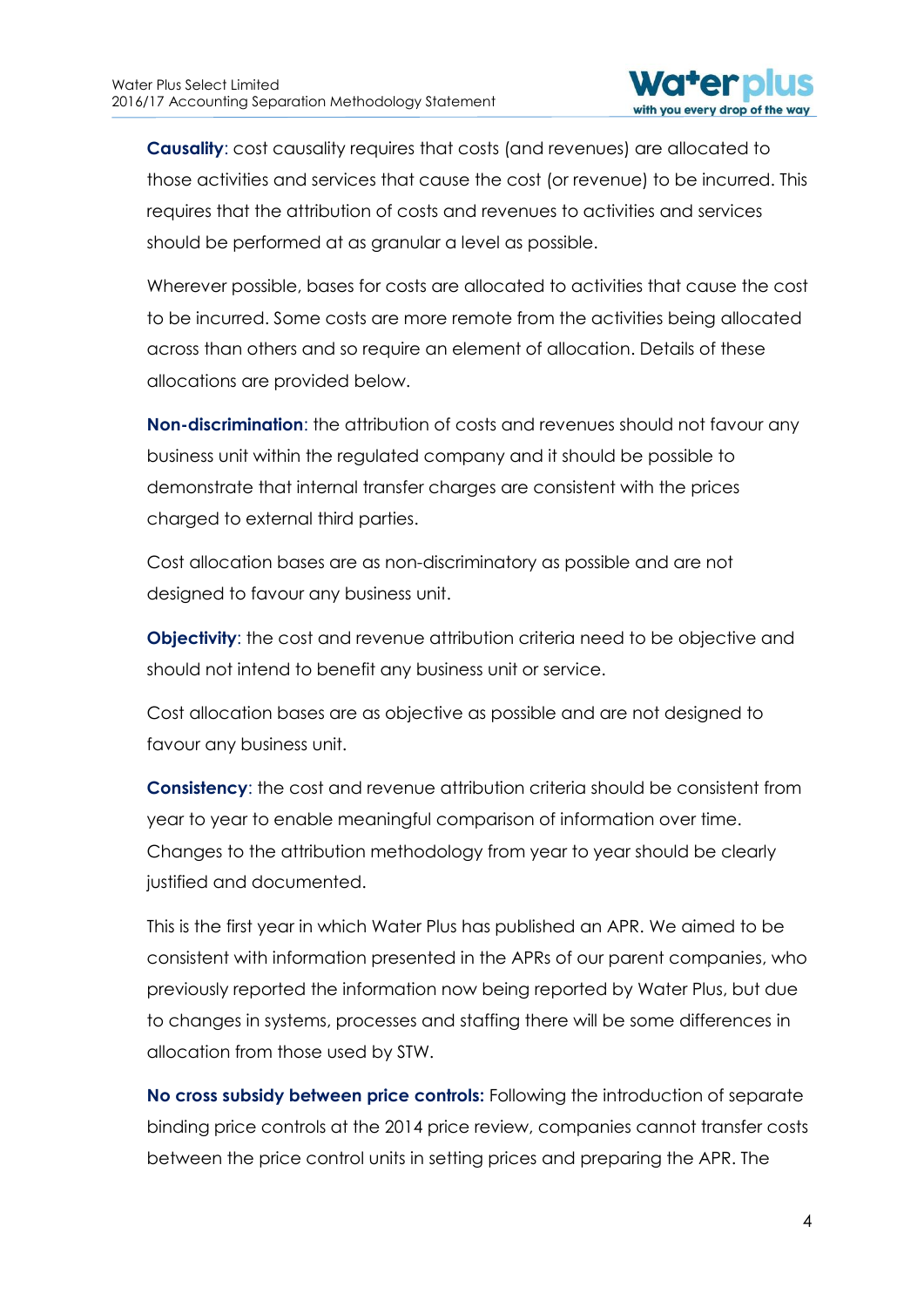**Causality**: cost causality requires that costs (and revenues) are allocated to those activities and services that cause the cost (or revenue) to be incurred. This requires that the attribution of costs and revenues to activities and services should be performed at as granular a level as possible.

Wherever possible, bases for costs are allocated to activities that cause the cost to be incurred. Some costs are more remote from the activities being allocated across than others and so require an element of allocation. Details of these allocations are provided below.

**Non-discrimination**: the attribution of costs and revenues should not favour any business unit within the regulated company and it should be possible to demonstrate that internal transfer charges are consistent with the prices charged to external third parties.

Cost allocation bases are as non-discriminatory as possible and are not designed to favour any business unit.

**Objectivity**: the cost and revenue attribution criteria need to be objective and should not intend to benefit any business unit or service.

Cost allocation bases are as objective as possible and are not designed to favour any business unit.

**Consistency**: the cost and revenue attribution criteria should be consistent from year to year to enable meaningful comparison of information over time. Changes to the attribution methodology from year to year should be clearly justified and documented.

This is the first year in which Water Plus has published an APR. We aimed to be consistent with information presented in the APRs of our parent companies, who previously reported the information now being reported by Water Plus, but due to changes in systems, processes and staffing there will be some differences in allocation from those used by STW.

**No cross subsidy between price controls:** Following the introduction of separate binding price controls at the 2014 price review, companies cannot transfer costs between the price control units in setting prices and preparing the APR. The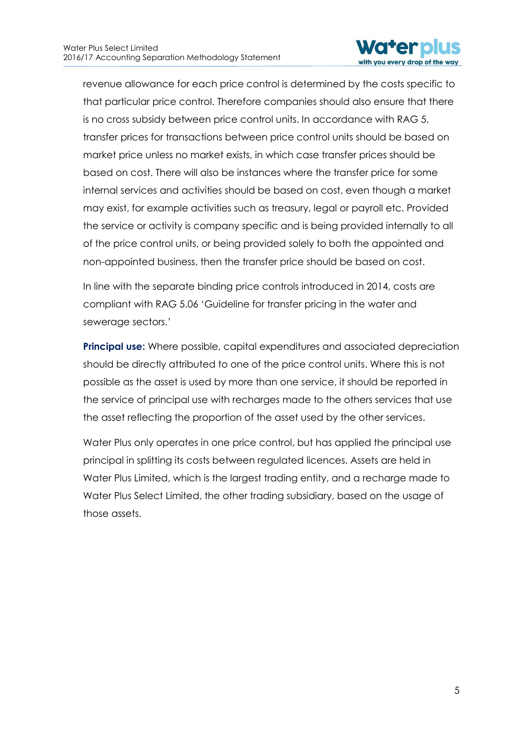revenue allowance for each price control is determined by the costs specific to that particular price control. Therefore companies should also ensure that there is no cross subsidy between price control units. In accordance with RAG 5, transfer prices for transactions between price control units should be based on market price unless no market exists, in which case transfer prices should be based on cost. There will also be instances where the transfer price for some internal services and activities should be based on cost, even though a market may exist, for example activities such as treasury, legal or payroll etc. Provided the service or activity is company specific and is being provided internally to all of the price control units, or being provided solely to both the appointed and non-appointed business, then the transfer price should be based on cost.

In line with the separate binding price controls introduced in 2014, costs are compliant with RAG 5.06 'Guideline for transfer pricing in the water and sewerage sectors.'

**Principal use:** Where possible, capital expenditures and associated depreciation should be directly attributed to one of the price control units. Where this is not possible as the asset is used by more than one service, it should be reported in the service of principal use with recharges made to the others services that use the asset reflecting the proportion of the asset used by the other services.

Water Plus only operates in one price control, but has applied the principal use principal in splitting its costs between regulated licences. Assets are held in Water Plus Limited, which is the largest trading entity, and a recharge made to Water Plus Select Limited, the other trading subsidiary, based on the usage of those assets.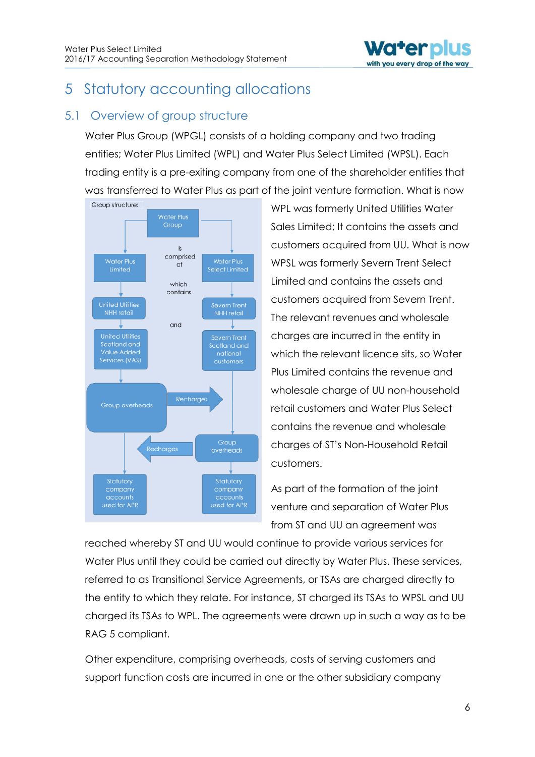# 5 Statutory accounting allocations

## 5.1 Overview of group structure

Water Plus Group (WPGL) consists of a holding company and two trading entities; Water Plus Limited (WPL) and Water Plus Select Limited (WPSL). Each trading entity is a pre-exiting company from one of the shareholder entities that was transferred to Water Plus as part of the joint venture formation. What is now WPL was formerly United Utilities Water Sales Limited; It contains the assets and customers acquired from UU. What is now WPSL was formerly Severn Trent Select Limited and contains the assets and customers acquired from Severn Trent. The relevant revenues and wholesale charges are incurred in the entity in which the relevant licence sits, so Water Plus Limited contains the revenue and wholesale charge of UU non-household retail customers and Water Plus Select contains the revenue and wholesale charges of ST's Non-Household Retail customers.

Group structure:

- Water Plus Group is comprised of:
  - Water Plus Limited, which contains United Utilities NHH retail and United Utilities Scotland and Value Added Services (VAS)
    - Group overheads (Recharges to Water Plus Select Limited)
    - Statutory company accounts used for APR
  - Water Plus Select Limited, which contains Severn Trent NHH retail and Severn Trent Scotland and national customers
    - Group overheads (Recharges to Water Plus Limited)
    - Statutory company accounts used for APR

As part of the formation of the joint venture and separation of Water Plus from ST and UU an agreement was reached whereby ST and UU would continue to provide various services for Water Plus until they could be carried out directly by Water Plus. These services, referred to as Transitional Service Agreements, or TSAs are charged directly to the entity to which they relate. For instance, ST charged its TSAs to WPSL and UU charged its TSAs to WPL. The agreements were drawn up in such a way as to be RAG 5 compliant.

Other expenditure, comprising overheads, costs of serving customers and support function costs are incurred in one or the other subsidiary company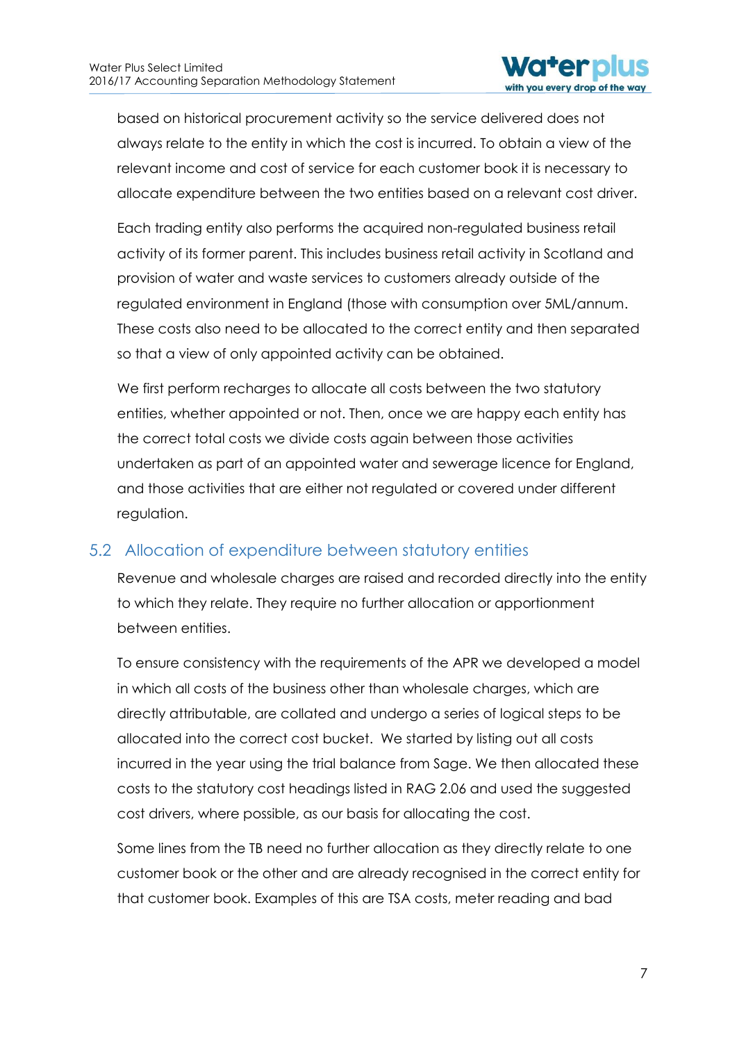based on historical procurement activity so the service delivered does not always relate to the entity in which the cost is incurred. To obtain a view of the relevant income and cost of service for each customer book it is necessary to allocate expenditure between the two entities based on a relevant cost driver.

Each trading entity also performs the acquired non-regulated business retail activity of its former parent. This includes business retail activity in Scotland and provision of water and waste services to customers already outside of the regulated environment in England (those with consumption over 5ML/annum. These costs also need to be allocated to the correct entity and then separated so that a view of only appointed activity can be obtained.

We first perform recharges to allocate all costs between the two statutory entities, whether appointed or not. Then, once we are happy each entity has the correct total costs we divide costs again between those activities undertaken as part of an appointed water and sewerage licence for England, and those activities that are either not regulated or covered under different regulation.

## 5.2 Allocation of expenditure between statutory entities

Revenue and wholesale charges are raised and recorded directly into the entity to which they relate. They require no further allocation or apportionment between entities.

To ensure consistency with the requirements of the APR we developed a model in which all costs of the business other than wholesale charges, which are directly attributable, are collated and undergo a series of logical steps to be allocated into the correct cost bucket. We started by listing out all costs incurred in the year using the trial balance from Sage. We then allocated these costs to the statutory cost headings listed in RAG 2.06 and used the suggested cost drivers, where possible, as our basis for allocating the cost.

Some lines from the TB need no further allocation as they directly relate to one customer book or the other and are already recognised in the correct entity for that customer book. Examples of this are TSA costs, meter reading and bad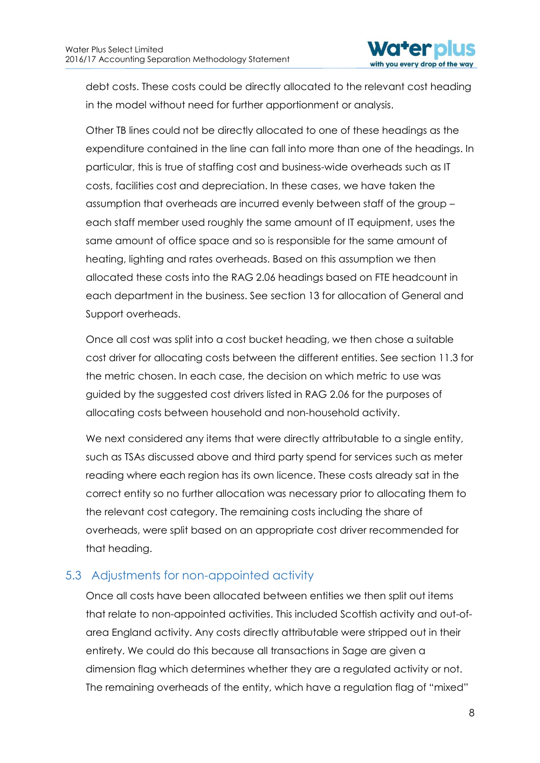debt costs. These costs could be directly allocated to the relevant cost heading in the model without need for further apportionment or analysis.

Other TB lines could not be directly allocated to one of these headings as the expenditure contained in the line can fall into more than one of the headings. In particular, this is true of staffing cost and business-wide overheads such as IT costs, facilities cost and depreciation. In these cases, we have taken the assumption that overheads are incurred evenly between staff of the group – each staff member used roughly the same amount of IT equipment, uses the same amount of office space and so is responsible for the same amount of heating, lighting and rates overheads. Based on this assumption we then allocated these costs into the RAG 2.06 headings based on FTE headcount in each department in the business. See section 13 for allocation of General and Support overheads.

Once all cost was split into a cost bucket heading, we then chose a suitable cost driver for allocating costs between the different entities. See section 11.3 for the metric chosen. In each case, the decision on which metric to use was guided by the suggested cost drivers listed in RAG 2.06 for the purposes of allocating costs between household and non-household activity.

We next considered any items that were directly attributable to a single entity, such as TSAs discussed above and third party spend for services such as meter reading where each region has its own licence. These costs already sat in the correct entity so no further allocation was necessary prior to allocating them to the relevant cost category. The remaining costs including the share of overheads, were split based on an appropriate cost driver recommended for that heading.

## 5.3 Adjustments for non-appointed activity

Once all costs have been allocated between entities we then split out items that relate to non-appointed activities. This included Scottish activity and out-of-area England activity. Any costs directly attributable were stripped out in their entirety. We could do this because all transactions in Sage are given a dimension flag which determines whether they are a regulated activity or not. The remaining overheads of the entity, which have a regulation flag of "mixed"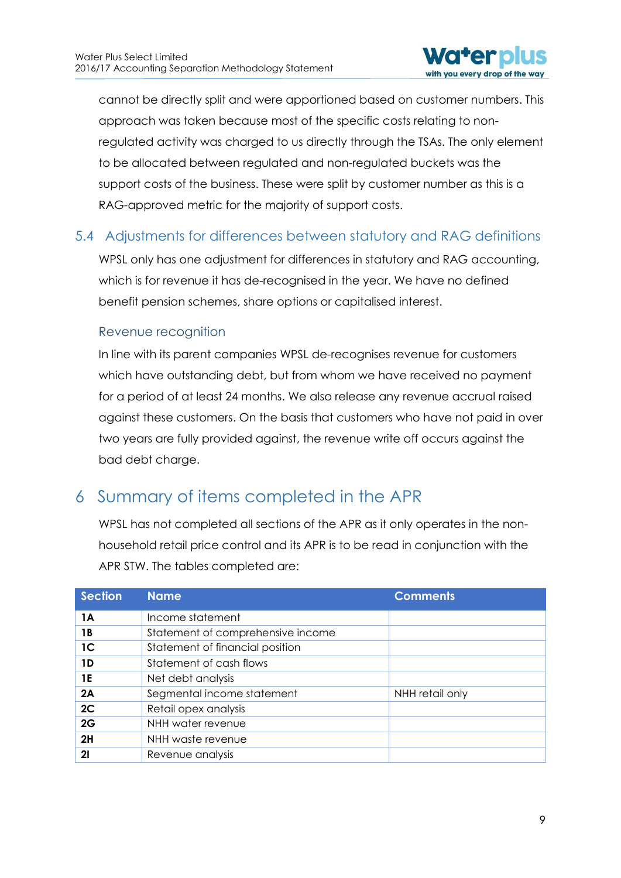cannot be directly split and were apportioned based on customer numbers. This approach was taken because most of the specific costs relating to non-regulated activity was charged to us directly through the TSAs. The only element to be allocated between regulated and non-regulated buckets was the support costs of the business. These were split by customer number as this is a RAG-approved metric for the majority of support costs.

## 5.4 Adjustments for differences between statutory and RAG definitions

WPSL only has one adjustment for differences in statutory and RAG accounting, which is for revenue it has de-recognised in the year. We have no defined benefit pension schemes, share options or capitalised interest.

### Revenue recognition

In line with its parent companies WPSL de-recognises revenue for customers which have outstanding debt, but from whom we have received no payment for a period of at least 24 months. We also release any revenue accrual raised against these customers. On the basis that customers who have not paid in over two years are fully provided against, the revenue write off occurs against the bad debt charge.

# 6 Summary of items completed in the APR

WPSL has not completed all sections of the APR as it only operates in the non-household retail price control and its APR is to be read in conjunction with the APR STW. The tables completed are:

| Section | Name | Comments |
|---|---|---|
| **1A** | Income statement | |
| **1B** | Statement of comprehensive income | |
| **1C** | Statement of financial position | |
| **1D** | Statement of cash flows | |
| **1E** | Net debt analysis | |
| **2A** | Segmental income statement | NHH retail only |
| **2C** | Retail opex analysis | |
| **2G** | NHH water revenue | |
| **2H** | NHH waste revenue | |
| **2I** | Revenue analysis | |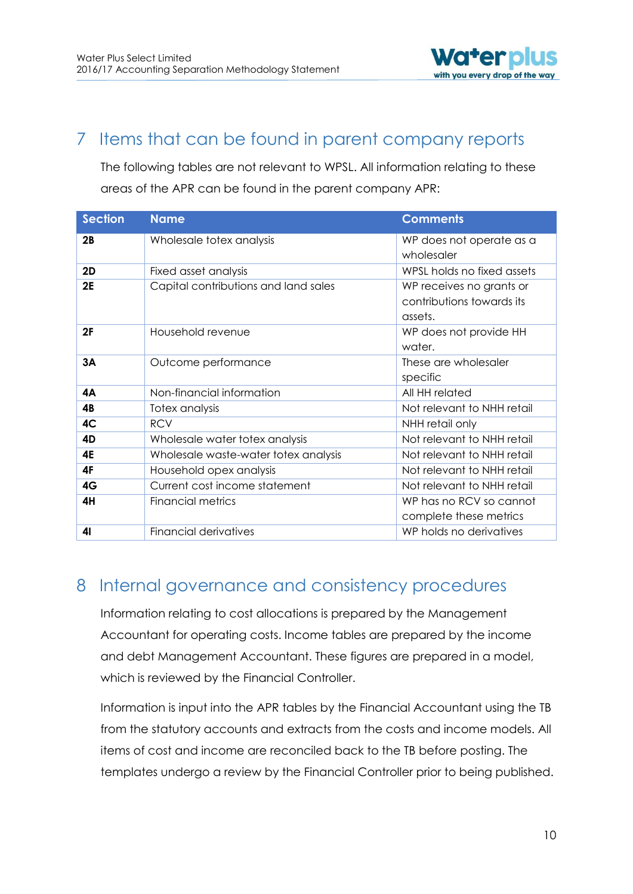## 7 Items that can be found in parent company reports

The following tables are not relevant to WPSL. All information relating to these areas of the APR can be found in the parent company APR:

| Section | Name | Comments |
|---|---|---|
| **2B** | Wholesale totex analysis | WP does not operate as a wholesaler |
| **2D** | Fixed asset analysis | WPSL holds no fixed assets |
| **2E** | Capital contributions and land sales | WP receives no grants or contributions towards its assets. |
| **2F** | Household revenue | WP does not provide HH water. |
| **3A** | Outcome performance | These are wholesaler specific |
| **4A** | Non-financial information | All HH related |
| **4B** | Totex analysis | Not relevant to NHH retail |
| **4C** | RCV | NHH retail only |
| **4D** | Wholesale water totex analysis | Not relevant to NHH retail |
| **4E** | Wholesale waste-water totex analysis | Not relevant to NHH retail |
| **4F** | Household opex analysis | Not relevant to NHH retail |
| **4G** | Current cost income statement | Not relevant to NHH retail |
| **4H** | Financial metrics | WP has no RCV so cannot complete these metrics |
| **4I** | Financial derivatives | WP holds no derivatives |

## 8 Internal governance and consistency procedures

Information relating to cost allocations is prepared by the Management Accountant for operating costs. Income tables are prepared by the income and debt Management Accountant. These figures are prepared in a model, which is reviewed by the Financial Controller.

Information is input into the APR tables by the Financial Accountant using the TB from the statutory accounts and extracts from the costs and income models. All items of cost and income are reconciled back to the TB before posting. The templates undergo a review by the Financial Controller prior to being published.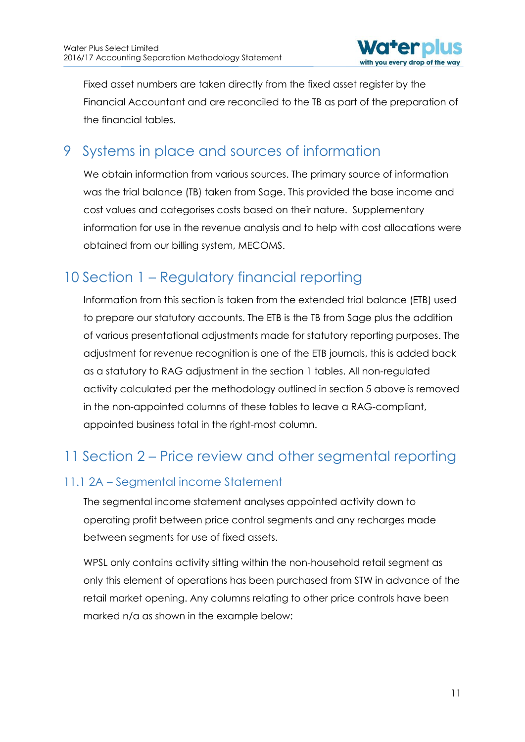Fixed asset numbers are taken directly from the fixed asset register by the Financial Accountant and are reconciled to the TB as part of the preparation of the financial tables.

# 9 Systems in place and sources of information

We obtain information from various sources. The primary source of information was the trial balance (TB) taken from Sage. This provided the base income and cost values and categorises costs based on their nature. Supplementary information for use in the revenue analysis and to help with cost allocations were obtained from our billing system, MECOMS.

# 10 Section 1 – Regulatory financial reporting

Information from this section is taken from the extended trial balance (ETB) used to prepare our statutory accounts. The ETB is the TB from Sage plus the addition of various presentational adjustments made for statutory reporting purposes. The adjustment for revenue recognition is one of the ETB journals, this is added back as a statutory to RAG adjustment in the section 1 tables. All non-regulated activity calculated per the methodology outlined in section 5 above is removed in the non-appointed columns of these tables to leave a RAG-compliant, appointed business total in the right-most column.

# 11 Section 2 – Price review and other segmental reporting

## 11.1 2A – Segmental income Statement

The segmental income statement analyses appointed activity down to operating profit between price control segments and any recharges made between segments for use of fixed assets.

WPSL only contains activity sitting within the non-household retail segment as only this element of operations has been purchased from STW in advance of the retail market opening. Any columns relating to other price controls have been marked n/a as shown in the example below: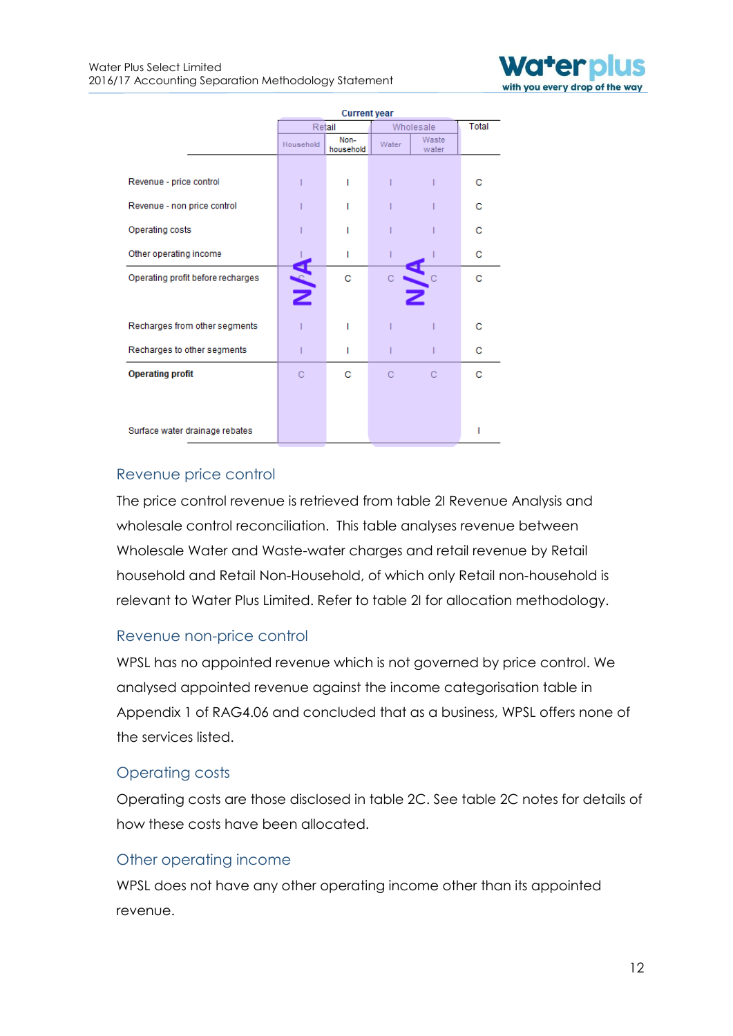| | Current year | | | | |
|---|---|---|---|---|---|
| | Retail | | Wholesale | | Total |
| | Household | Non-household | Water | Waste water | |
| Revenue - price control | I | I | I | I | C |
| Revenue - non price control | I | I | I | I | C |
| Operating costs | I | I | I | I | C |
| Other operating income | I | I | I | I | C |
| Operating profit before recharges | C | C | C | C | C |
| Recharges from other segments | I | I | I | I | C |
| Recharges to other segments | I | I | I | I | C |
| **Operating profit** | C | C | C | C | C |
| Surface water drainage rebates | | | | | I |

N/A (Household) N/A (Wholesale)

## Revenue price control

The price control revenue is retrieved from table 2I Revenue Analysis and wholesale control reconciliation. This table analyses revenue between Wholesale Water and Waste-water charges and retail revenue by Retail household and Retail Non-Household, of which only Retail non-household is relevant to Water Plus Limited. Refer to table 2I for allocation methodology.

## Revenue non-price control

WPSL has no appointed revenue which is not governed by price control. We analysed appointed revenue against the income categorisation table in Appendix 1 of RAG4.06 and concluded that as a business, WPSL offers none of the services listed.

## Operating costs

Operating costs are those disclosed in table 2C. See table 2C notes for details of how these costs have been allocated.

## Other operating income

WPSL does not have any other operating income other than its appointed revenue.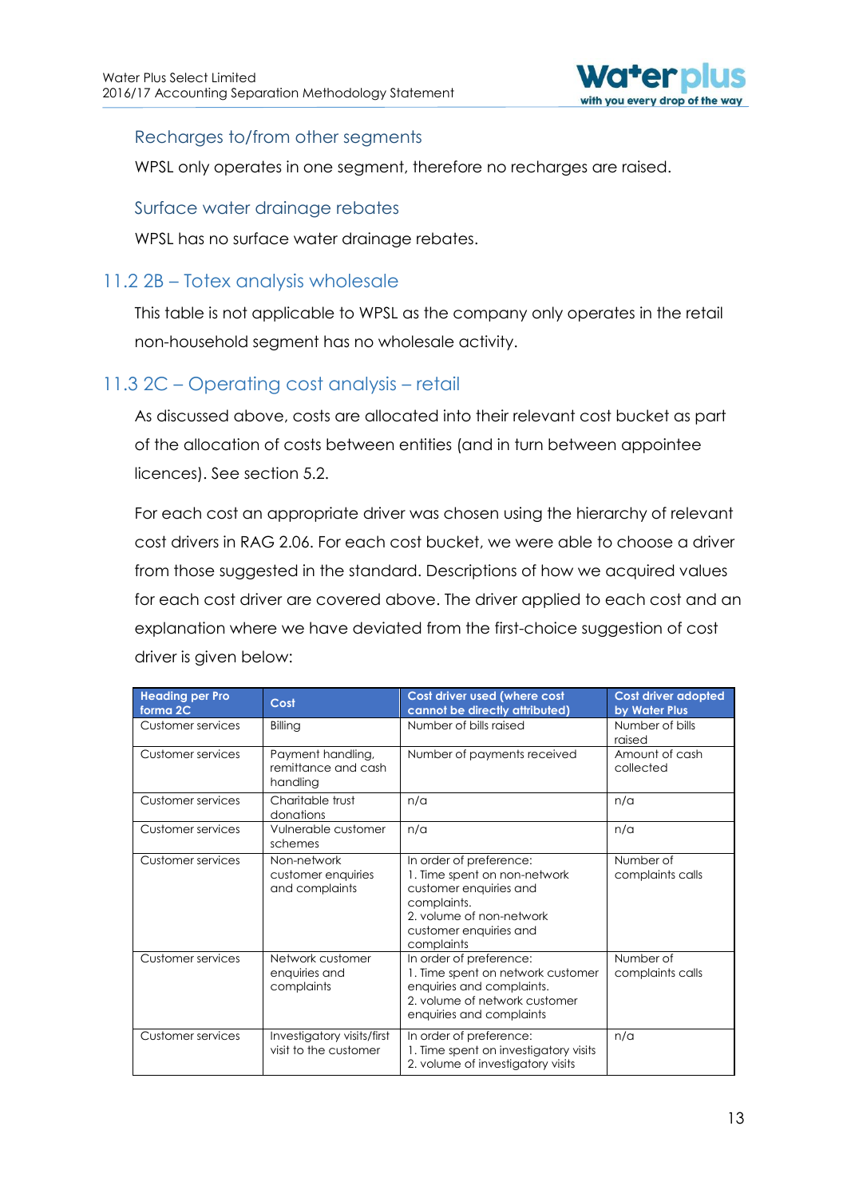### Recharges to/from other segments

WPSL only operates in one segment, therefore no recharges are raised.

### Surface water drainage rebates

WPSL has no surface water drainage rebates.

## 11.2 2B – Totex analysis wholesale

This table is not applicable to WPSL as the company only operates in the retail non-household segment has no wholesale activity.

## 11.3 2C – Operating cost analysis – retail

As discussed above, costs are allocated into their relevant cost bucket as part of the allocation of costs between entities (and in turn between appointee licences). See section 5.2.

For each cost an appropriate driver was chosen using the hierarchy of relevant cost drivers in RAG 2.06. For each cost bucket, we were able to choose a driver from those suggested in the standard. Descriptions of how we acquired values for each cost driver are covered above. The driver applied to each cost and an explanation where we have deviated from the first-choice suggestion of cost driver is given below:

| Heading per Pro forma 2C | Cost | Cost driver used (where cost cannot be directly attributed) | Cost driver adopted by Water Plus |
|---|---|---|---|
| Customer services | Billing | Number of bills raised | Number of bills raised |
| Customer services | Payment handling, remittance and cash handling | Number of payments received | Amount of cash collected |
| Customer services | Charitable trust donations | n/a | n/a |
| Customer services | Vulnerable customer schemes | n/a | n/a |
| Customer services | Non-network customer enquiries and complaints | In order of preference:<br>1. Time spent on non-network customer enquiries and complaints.<br>2. volume of non-network customer enquiries and complaints | Number of complaints calls |
| Customer services | Network customer enquiries and complaints | In order of preference:<br>1. Time spent on network customer enquiries and complaints.<br>2. volume of network customer enquiries and complaints | Number of complaints calls |
| Customer services | Investigatory visits/first visit to the customer | In order of preference:<br>1. Time spent on investigatory visits<br>2. volume of investigatory visits | n/a |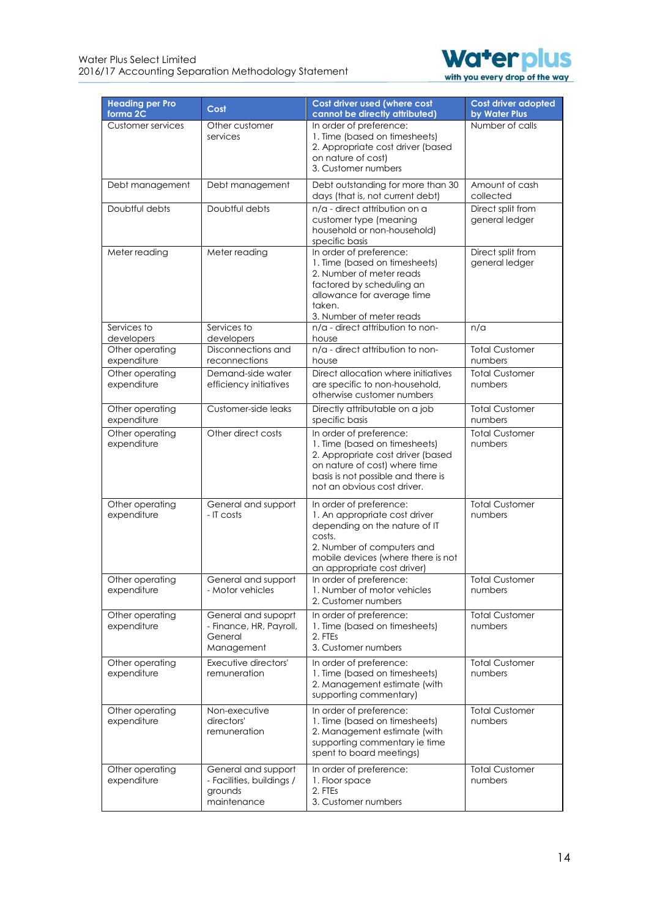| Heading per Pro forma 2C | Cost | Cost driver used (where cost cannot be directly attributed) | Cost driver adopted by Water Plus |
|---|---|---|---|
| Customer services | Other customer services | In order of preference:<br>1. Time (based on timesheets)<br>2. Appropriate cost driver (based on nature of cost)<br>3. Customer numbers | Number of calls |
| Debt management | Debt management | Debt outstanding for more than 30 days (that is, not current debt) | Amount of cash collected |
| Doubtful debts | Doubtful debts | n/a - direct attribution on a customer type (meaning household or non-household) specific basis | Direct split from general ledger |
| Meter reading | Meter reading | In order of preference:<br>1. Time (based on timesheets)<br>2. Number of meter reads factored by scheduling an allowance for average time taken.<br>3. Number of meter reads | Direct split from general ledger |
| Services to developers | Services to developers | n/a - direct attribution to non-house | n/a |
| Other operating expenditure | Disconnections and reconnections | n/a - direct attribution to non-house | Total Customer numbers |
| Other operating expenditure | Demand-side water efficiency initiatives | Direct allocation where initiatives are specific to non-household, otherwise customer numbers | Total Customer numbers |
| Other operating expenditure | Customer-side leaks | Directly attributable on a job specific basis | Total Customer numbers |
| Other operating expenditure | Other direct costs | In order of preference:<br>1. Time (based on timesheets)<br>2. Appropriate cost driver (based on nature of cost) where time basis is not possible and there is not an obvious cost driver. | Total Customer numbers |
| Other operating expenditure | General and support - IT costs | In order of preference:<br>1. An appropriate cost driver depending on the nature of IT costs.<br>2. Number of computers and mobile devices (where there is not an appropriate cost driver) | Total Customer numbers |
| Other operating expenditure | General and support - Motor vehicles | In order of preference:<br>1. Number of motor vehicles<br>2. Customer numbers | Total Customer numbers |
| Other operating expenditure | General and supoprt - Finance, HR, Payroll, General Management | In order of preference:<br>1. Time (based on timesheets)<br>2. FTEs<br>3. Customer numbers | Total Customer numbers |
| Other operating expenditure | Executive directors' remuneration | In order of preference:<br>1. Time (based on timesheets)<br>2. Management estimate (with supporting commentary) | Total Customer numbers |
| Other operating expenditure | Non-executive directors' remuneration | In order of preference:<br>1. Time (based on timesheets)<br>2. Management estimate (with supporting commentary ie time spent to board meetings) | Total Customer numbers |
| Other operating expenditure | General and support - Facilities, buildings / grounds maintenance | In order of preference:<br>1. Floor space<br>2. FTEs<br>3. Customer numbers | Total Customer numbers |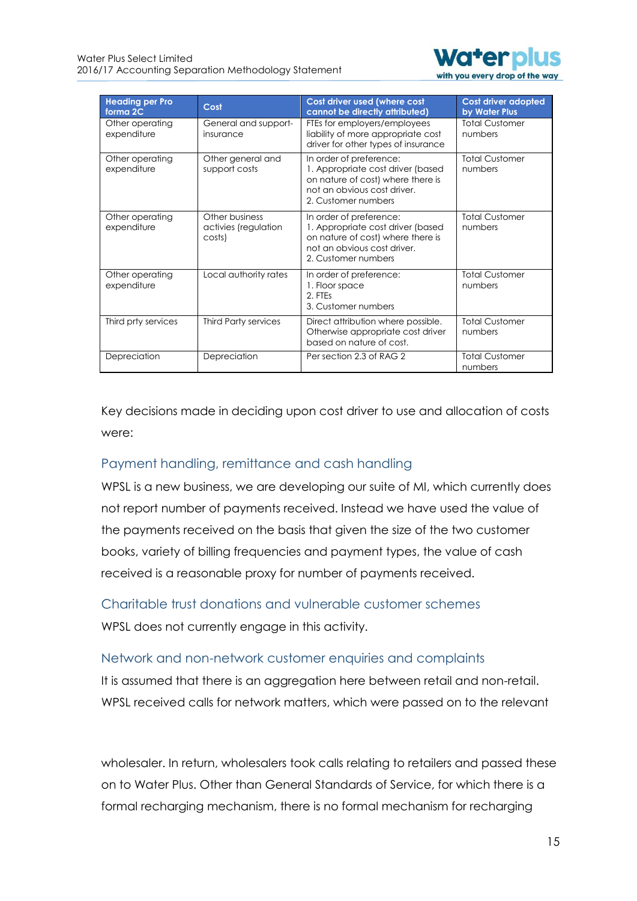| Heading per Pro forma 2C | Cost | Cost driver used (where cost cannot be directly attributed) | Cost driver adopted by Water Plus |
|---|---|---|---|
| Other operating expenditure | General and support- insurance | FTEs for employers/employees liability of more appropriate cost driver for other types of insurance | Total Customer numbers |
| Other operating expenditure | Other general and support costs | In order of preference:<br>1. Appropriate cost driver (based on nature of cost) where there is not an obvious cost driver.<br>2. Customer numbers | Total Customer numbers |
| Other operating expenditure | Other business activies (regulation costs) | In order of preference:<br>1. Appropriate cost driver (based on nature of cost) where there is not an obvious cost driver.<br>2. Customer numbers | Total Customer numbers |
| Other operating expenditure | Local authority rates | In order of preference:<br>1. Floor space<br>2. FTEs<br>3. Customer numbers | Total Customer numbers |
| Third prty services | Third Party services | Direct attribution where possible. Otherwise appropriate cost driver based on nature of cost. | Total Customer numbers |
| Depreciation | Depreciation | Per section 2.3 of RAG 2 | Total Customer numbers |

Key decisions made in deciding upon cost driver to use and allocation of costs were:

### Payment handling, remittance and cash handling

WPSL is a new business, we are developing our suite of MI, which currently does not report number of payments received. Instead we have used the value of the payments received on the basis that given the size of the two customer books, variety of billing frequencies and payment types, the value of cash received is a reasonable proxy for number of payments received.

### Charitable trust donations and vulnerable customer schemes

WPSL does not currently engage in this activity.

### Network and non-network customer enquiries and complaints

It is assumed that there is an aggregation here between retail and non-retail. WPSL received calls for network matters, which were passed on to the relevant wholesaler. In return, wholesalers took calls relating to retailers and passed these on to Water Plus. Other than General Standards of Service, for which there is a formal recharging mechanism, there is no formal mechanism for recharging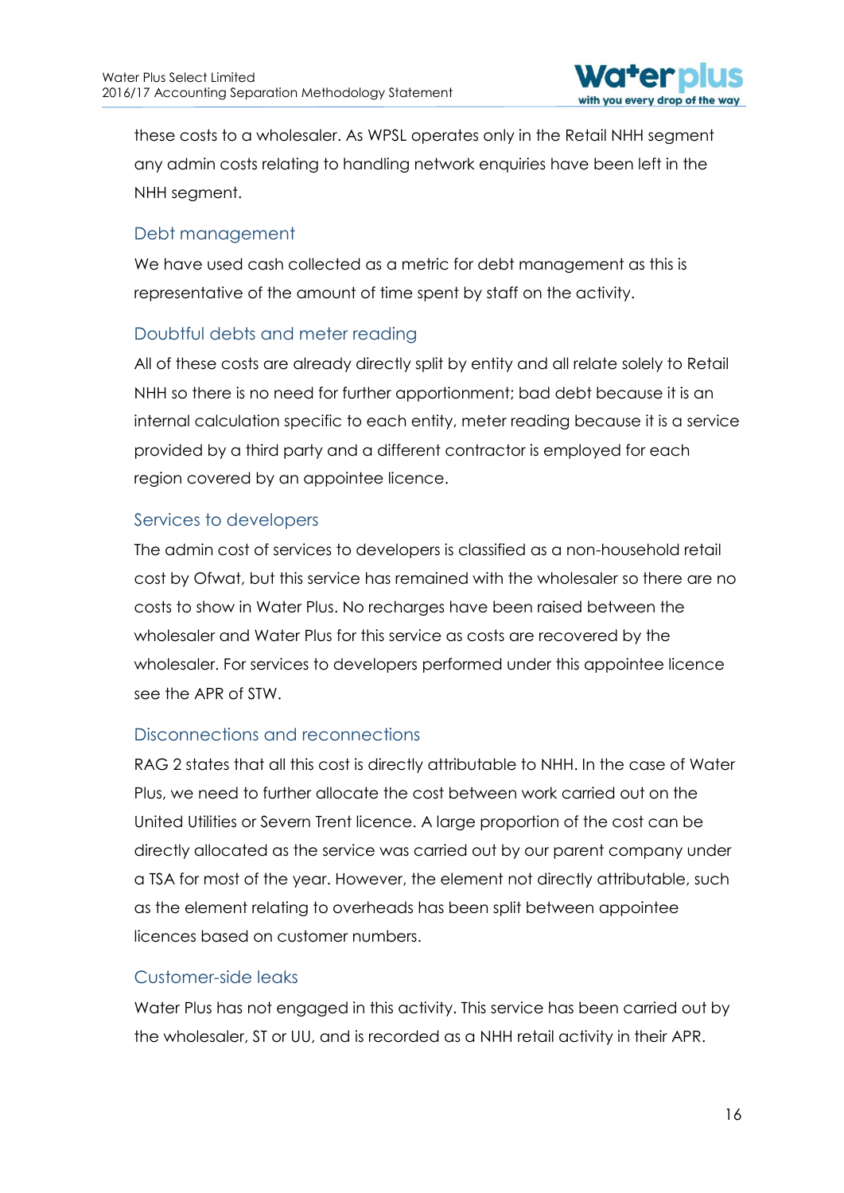these costs to a wholesaler. As WPSL operates only in the Retail NHH segment any admin costs relating to handling network enquiries have been left in the NHH segment.

### Debt management

We have used cash collected as a metric for debt management as this is representative of the amount of time spent by staff on the activity.

### Doubtful debts and meter reading

All of these costs are already directly split by entity and all relate solely to Retail NHH so there is no need for further apportionment; bad debt because it is an internal calculation specific to each entity, meter reading because it is a service provided by a third party and a different contractor is employed for each region covered by an appointee licence.

### Services to developers

The admin cost of services to developers is classified as a non-household retail cost by Ofwat, but this service has remained with the wholesaler so there are no costs to show in Water Plus. No recharges have been raised between the wholesaler and Water Plus for this service as costs are recovered by the wholesaler. For services to developers performed under this appointee licence see the APR of STW.

### Disconnections and reconnections

RAG 2 states that all this cost is directly attributable to NHH. In the case of Water Plus, we need to further allocate the cost between work carried out on the United Utilities or Severn Trent licence. A large proportion of the cost can be directly allocated as the service was carried out by our parent company under a TSA for most of the year. However, the element not directly attributable, such as the element relating to overheads has been split between appointee licences based on customer numbers.

### Customer-side leaks

Water Plus has not engaged in this activity. This service has been carried out by the wholesaler, ST or UU, and is recorded as a NHH retail activity in their APR.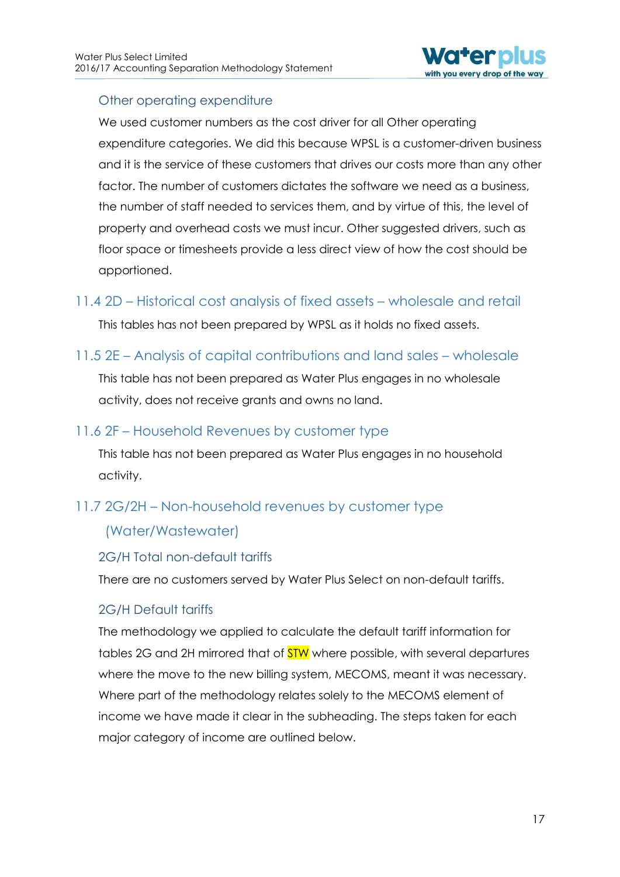### Other operating expenditure

We used customer numbers as the cost driver for all Other operating expenditure categories. We did this because WPSL is a customer-driven business and it is the service of these customers that drives our costs more than any other factor. The number of customers dictates the software we need as a business, the number of staff needed to services them, and by virtue of this, the level of property and overhead costs we must incur. Other suggested drivers, such as floor space or timesheets provide a less direct view of how the cost should be apportioned.

## 11.4 2D – Historical cost analysis of fixed assets – wholesale and retail

This tables has not been prepared by WPSL as it holds no fixed assets.

## 11.5 2E – Analysis of capital contributions and land sales – wholesale

This table has not been prepared as Water Plus engages in no wholesale activity, does not receive grants and owns no land.

## 11.6 2F – Household Revenues by customer type

This table has not been prepared as Water Plus engages in no household activity.

## 11.7 2G/2H – Non-household revenues by customer type (Water/Wastewater)

### 2G/H Total non-default tariffs

There are no customers served by Water Plus Select on non-default tariffs.

### 2G/H Default tariffs

The methodology we applied to calculate the default tariff information for tables 2G and 2H mirrored that of STW where possible, with several departures where the move to the new billing system, MECOMS, meant it was necessary. Where part of the methodology relates solely to the MECOMS element of income we have made it clear in the subheading. The steps taken for each major category of income are outlined below.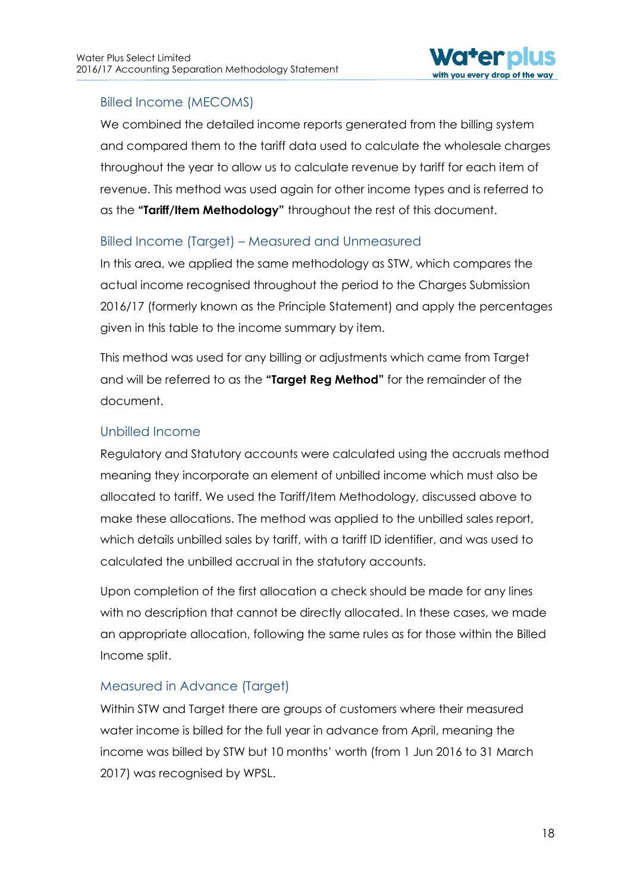### Billed Income (MECOMS)

We combined the detailed income reports generated from the billing system and compared them to the tariff data used to calculate the wholesale charges throughout the year to allow us to calculate revenue by tariff for each item of revenue. This method was used again for other income types and is referred to as the **"Tariff/Item Methodology"** throughout the rest of this document.

### Billed Income (Target) – Measured and Unmeasured

In this area, we applied the same methodology as STW, which compares the actual income recognised throughout the period to the Charges Submission 2016/17 (formerly known as the Principle Statement) and apply the percentages given in this table to the income summary by item.

This method was used for any billing or adjustments which came from Target and will be referred to as the **"Target Reg Method"** for the remainder of the document.

### Unbilled Income

Regulatory and Statutory accounts were calculated using the accruals method meaning they incorporate an element of unbilled income which must also be allocated to tariff. We used the Tariff/Item Methodology, discussed above to make these allocations. The method was applied to the unbilled sales report, which details unbilled sales by tariff, with a tariff ID identifier, and was used to calculated the unbilled accrual in the statutory accounts.

Upon completion of the first allocation a check should be made for any lines with no description that cannot be directly allocated. In these cases, we made an appropriate allocation, following the same rules as for those within the Billed Income split.

### Measured in Advance (Target)

Within STW and Target there are groups of customers where their measured water income is billed for the full year in advance from April, meaning the income was billed by STW but 10 months' worth (from 1 Jun 2016 to 31 March 2017) was recognised by WPSL.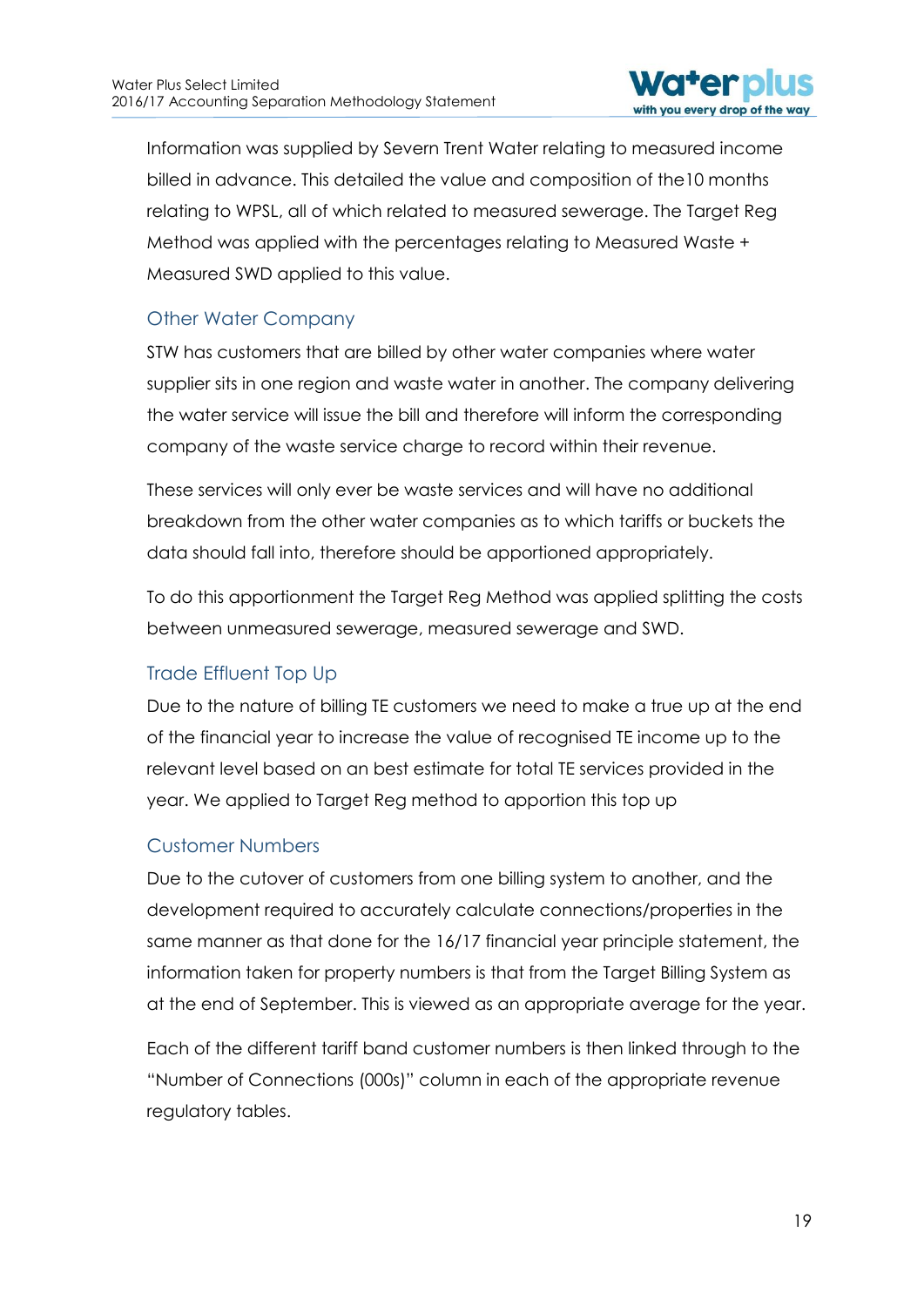Information was supplied by Severn Trent Water relating to measured income billed in advance. This detailed the value and composition of the10 months relating to WPSL, all of which related to measured sewerage. The Target Reg Method was applied with the percentages relating to Measured Waste + Measured SWD applied to this value.

### Other Water Company

STW has customers that are billed by other water companies where water supplier sits in one region and waste water in another. The company delivering the water service will issue the bill and therefore will inform the corresponding company of the waste service charge to record within their revenue.

These services will only ever be waste services and will have no additional breakdown from the other water companies as to which tariffs or buckets the data should fall into, therefore should be apportioned appropriately.

To do this apportionment the Target Reg Method was applied splitting the costs between unmeasured sewerage, measured sewerage and SWD.

### Trade Effluent Top Up

Due to the nature of billing TE customers we need to make a true up at the end of the financial year to increase the value of recognised TE income up to the relevant level based on an best estimate for total TE services provided in the year. We applied to Target Reg method to apportion this top up

### Customer Numbers

Due to the cutover of customers from one billing system to another, and the development required to accurately calculate connections/properties in the same manner as that done for the 16/17 financial year principle statement, the information taken for property numbers is that from the Target Billing System as at the end of September. This is viewed as an appropriate average for the year.

Each of the different tariff band customer numbers is then linked through to the "Number of Connections (000s)" column in each of the appropriate revenue regulatory tables.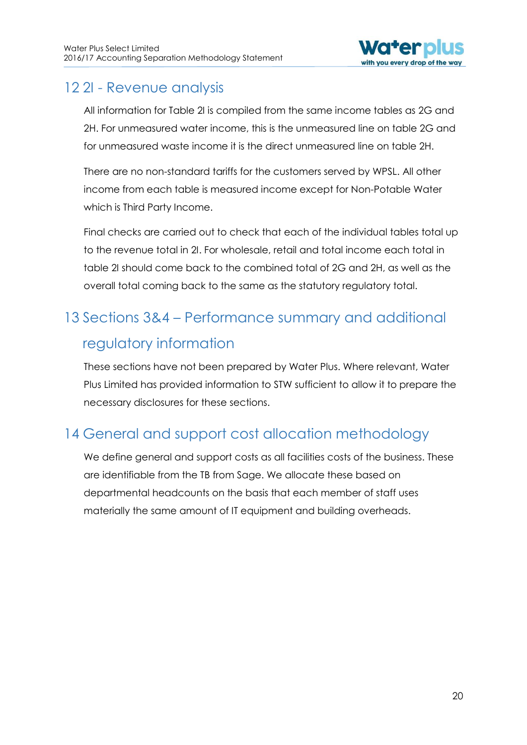# 12 2I - Revenue analysis

All information for Table 2I is compiled from the same income tables as 2G and 2H. For unmeasured water income, this is the unmeasured line on table 2G and for unmeasured waste income it is the direct unmeasured line on table 2H.

There are no non-standard tariffs for the customers served by WPSL. All other income from each table is measured income except for Non-Potable Water which is Third Party Income.

Final checks are carried out to check that each of the individual tables total up to the revenue total in 2I. For wholesale, retail and total income each total in table 2I should come back to the combined total of 2G and 2H, as well as the overall total coming back to the same as the statutory regulatory total.

# 13 Sections 3&4 – Performance summary and additional regulatory information

These sections have not been prepared by Water Plus. Where relevant, Water Plus Limited has provided information to STW sufficient to allow it to prepare the necessary disclosures for these sections.

# 14 General and support cost allocation methodology

We define general and support costs as all facilities costs of the business. These are identifiable from the TB from Sage. We allocate these based on departmental headcounts on the basis that each member of staff uses materially the same amount of IT equipment and building overheads.